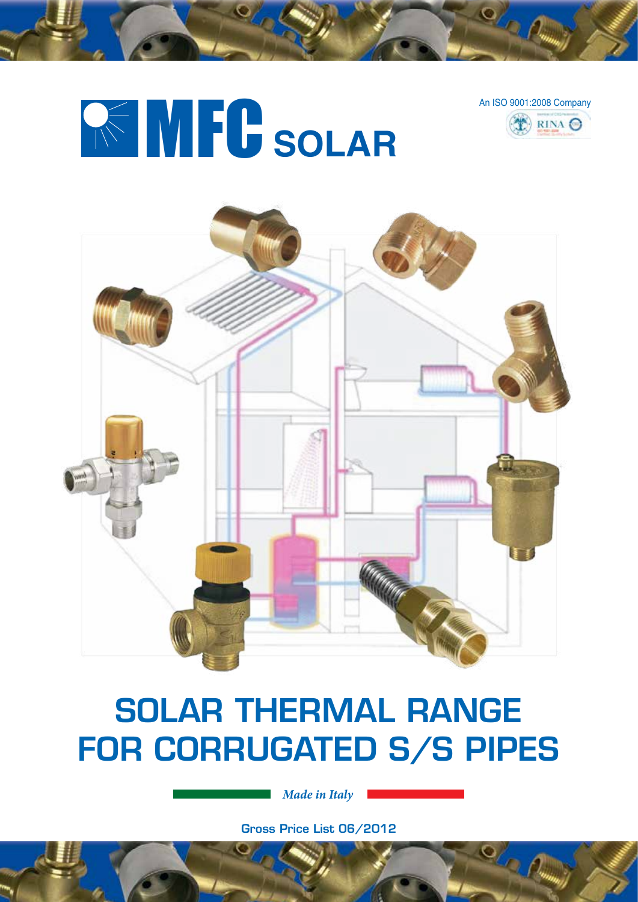# MFC SOLAR

An ISO 9001:2008 Company

RINA

# SOLAR THERMAL RANGE FOR CORRUGATED S/S PIPES

*Made in Italy*

**Gross Price List 06/2012**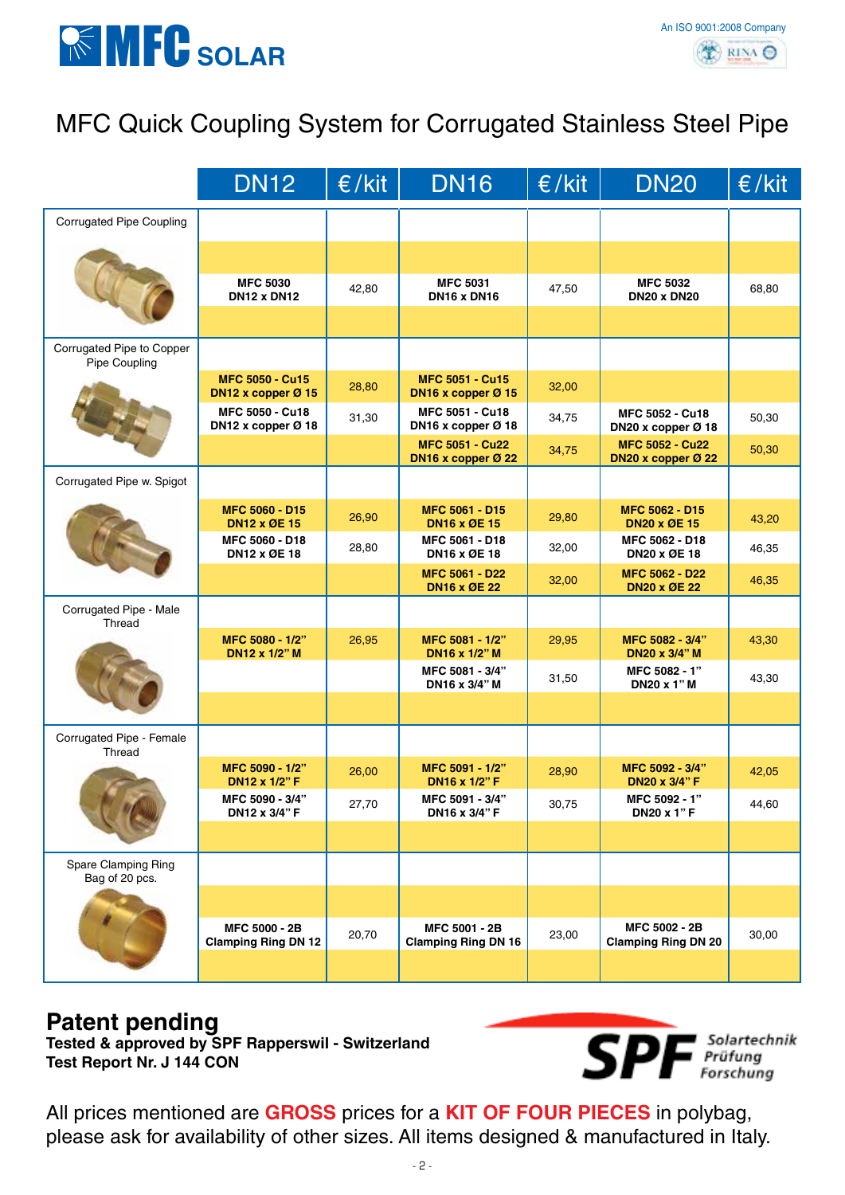MFC SOLAR

An ISO 9001:2008 Company

# MFC Quick Coupling System for Corrugated Stainless Steel Pipe

| | DN12 | €/kit | DN16 | €/kit | DN20 | €/kit |
|---|---|---|---|---|---|---|
| Corrugated Pipe Coupling | **MFC 5030 DN12 x DN12** | 42,80 | **MFC 5031 DN16 x DN16** | 47,50 | **MFC 5032 DN20 x DN20** | 68,80 |
| Corrugated Pipe to Copper Pipe Coupling | **MFC 5050 - Cu15 DN12 x copper Ø 15** | 28,80 | **MFC 5051 - Cu15 DN16 x copper Ø 15** | 32,00 | | |
| | **MFC 5050 - Cu18 DN12 x copper Ø 18** | 31,30 | **MFC 5051 - Cu18 DN16 x copper Ø 18** | 34,75 | **MFC 5052 - Cu18 DN20 x copper Ø 18** | 50,30 |
| | | | **MFC 5051 - Cu22 DN16 x copper Ø 22** | 34,75 | **MFC 5052 - Cu22 DN20 x copper Ø 22** | 50,30 |
| Corrugated Pipe w. Spigot | **MFC 5060 - D15 DN12 x ØE 15** | 26,90 | **MFC 5061 - D15 DN16 x ØE 15** | 29,80 | **MFC 5062 - D15 DN20 x ØE 15** | 43,20 |
| | **MFC 5060 - D18 DN12 x ØE 18** | 28,80 | **MFC 5061 - D18 DN16 x ØE 18** | 32,00 | **MFC 5062 - D18 DN20 x ØE 18** | 46,35 |
| | | | **MFC 5061 - D22 DN16 x ØE 22** | 32,00 | **MFC 5062 - D22 DN20 x ØE 22** | 46,35 |
| Corrugated Pipe - Male Thread | **MFC 5080 - 1/2" DN12 x 1/2" M** | 26,95 | **MFC 5081 - 1/2" DN16 x 1/2" M** | 29,95 | **MFC 5082 - 3/4" DN20 x 3/4" M** | 43,30 |
| | | | **MFC 5081 - 3/4" DN16 x 3/4" M** | 31,50 | **MFC 5082 - 1" DN20 x 1" M** | 43,30 |
| Corrugated Pipe - Female Thread | **MFC 5090 - 1/2" DN12 x 1/2" F** | 26,00 | **MFC 5091 - 1/2" DN16 x 1/2" F** | 28,90 | **MFC 5092 - 3/4" DN20 x 3/4" F** | 42,05 |
| | **MFC 5090 - 3/4" DN12 x 3/4" F** | 27,70 | **MFC 5091 - 3/4" DN16 x 3/4" F** | 30,75 | **MFC 5092 - 1" DN20 x 1" F** | 44,60 |
| Spare Clamping Ring Bag of 20 pcs. | **MFC 5000 - 2B Clamping Ring DN 12** | 20,70 | **MFC 5001 - 2B Clamping Ring DN 16** | 23,00 | **MFC 5002 - 2B Clamping Ring DN 20** | 30,00 |

## Patent pending

**Tested & approved by SPF Rapperswil - Switzerland**
**Test Report Nr. J 144 CON**

SPF Solartechnik Prüfung Forschung

All prices mentioned are **GROSS** prices for a **KIT OF FOUR PIECES** in polybag, please ask for availability of other sizes. All items designed & manufactured in Italy.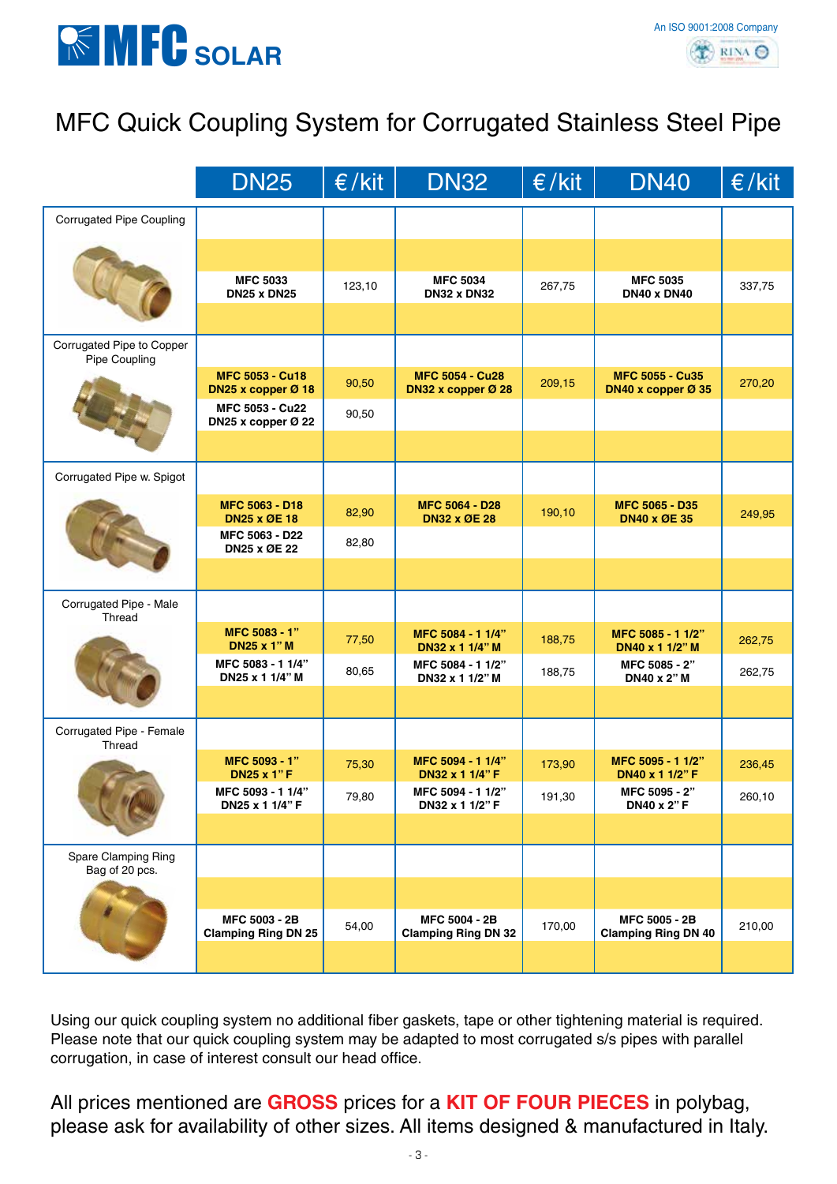MFC SOLAR

An ISO 9001:2008 Company

# MFC Quick Coupling System for Corrugated Stainless Steel Pipe

| | DN25 | €/kit | DN32 | €/kit | DN40 | €/kit |
|---|---|---|---|---|---|---|
| Corrugated Pipe Coupling | **MFC 5033 DN25 x DN25** | 123,10 | **MFC 5034 DN32 x DN32** | 267,75 | **MFC 5035 DN40 x DN40** | 337,75 |
| Corrugated Pipe to Copper Pipe Coupling | **MFC 5053 - Cu18 DN25 x copper Ø 18** | 90,50 | **MFC 5054 - Cu28 DN32 x copper Ø 28** | 209,15 | **MFC 5055 - Cu35 DN40 x copper Ø 35** | 270,20 |
| | **MFC 5053 - Cu22 DN25 x copper Ø 22** | 90,50 | | | | |
| Corrugated Pipe w. Spigot | **MFC 5063 - D18 DN25 x ØE 18** | 82,90 | **MFC 5064 - D28 DN32 x ØE 28** | 190,10 | **MFC 5065 - D35 DN40 x ØE 35** | 249,95 |
| | **MFC 5063 - D22 DN25 x ØE 22** | 82,80 | | | | |
| Corrugated Pipe - Male Thread | **MFC 5083 - 1" DN25 x 1" M** | 77,50 | **MFC 5084 - 1 1/4" DN32 x 1 1/4" M** | 188,75 | **MFC 5085 - 1 1/2" DN40 x 1 1/2" M** | 262,75 |
| | **MFC 5083 - 1 1/4" DN25 x 1 1/4" M** | 80,65 | **MFC 5084 - 1 1/2" DN32 x 1 1/2" M** | 188,75 | **MFC 5085 - 2" DN40 x 2" M** | 262,75 |
| Corrugated Pipe - Female Thread | **MFC 5093 - 1" DN25 x 1" F** | 75,30 | **MFC 5094 - 1 1/4" DN32 x 1 1/4" F** | 173,90 | **MFC 5095 - 1 1/2" DN40 x 1 1/2" F** | 236,45 |
| | **MFC 5093 - 1 1/4" DN25 x 1 1/4" F** | 79,80 | **MFC 5094 - 1 1/2" DN32 x 1 1/2" F** | 191,30 | **MFC 5095 - 2" DN40 x 2" F** | 260,10 |
| Spare Clamping Ring Bag of 20 pcs. | **MFC 5003 - 2B Clamping Ring DN 25** | 54,00 | **MFC 5004 - 2B Clamping Ring DN 32** | 170,00 | **MFC 5005 - 2B Clamping Ring DN 40** | 210,00 |

Using our quick coupling system no additional fiber gaskets, tape or other tightening material is required. Please note that our quick coupling system may be adapted to most corrugated s/s pipes with parallel corrugation, in case of interest consult our head office.

All prices mentioned are **GROSS** prices for a **KIT OF FOUR PIECES** in polybag, please ask for availability of other sizes. All items designed & manufactured in Italy.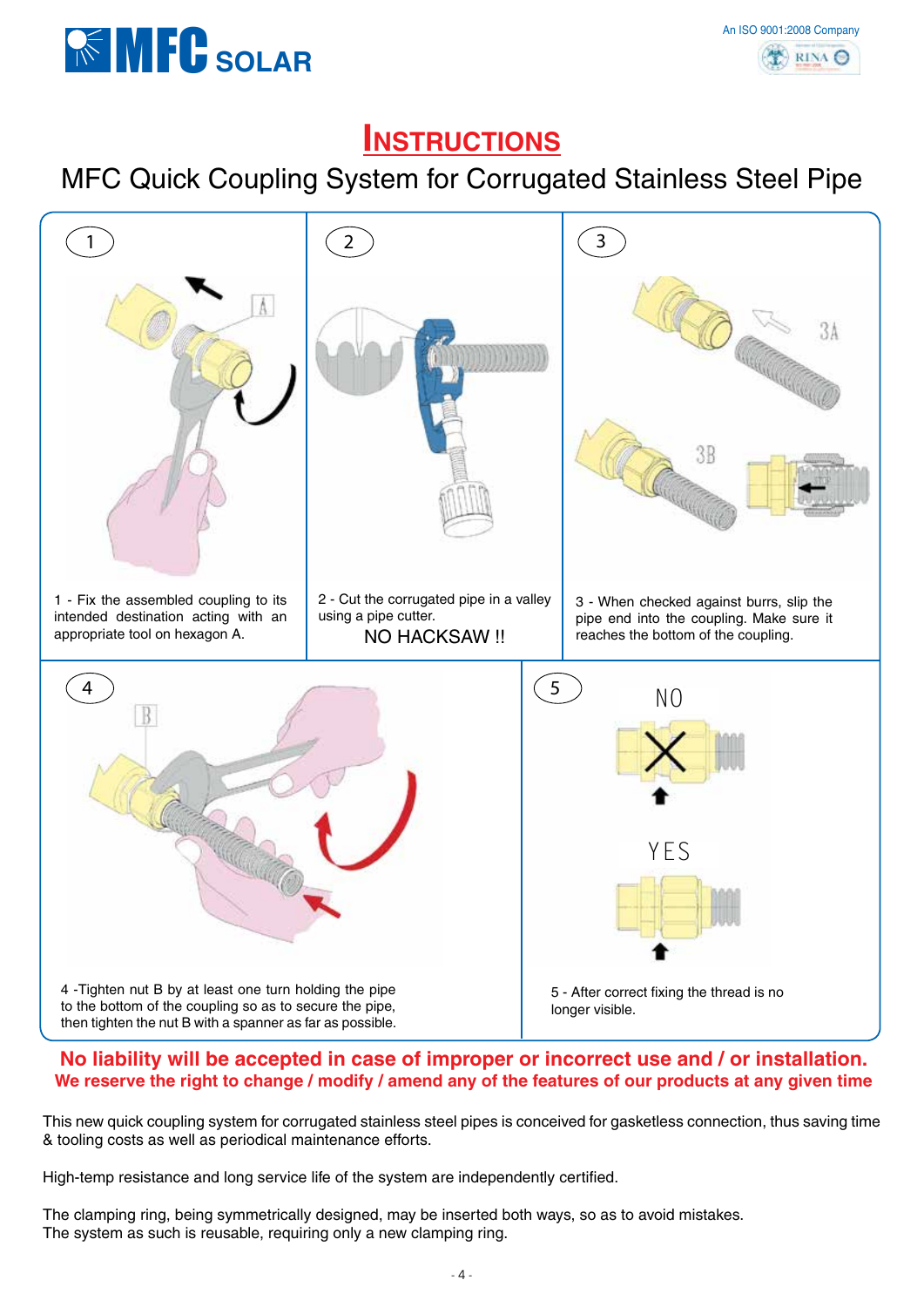# INSTRUCTIONS

## MFC Quick Coupling System for Corrugated Stainless Steel Pipe

1 - Fix the assembled coupling to its intended destination acting with an appropriate tool on hexagon A.

2 - Cut the corrugated pipe in a valley using a pipe cutter.

NO HACKSAW !!

3 - When checked against burrs, slip the pipe end into the coupling. Make sure it reaches the bottom of the coupling.

4 -Tighten nut B by at least one turn holding the pipe to the bottom of the coupling so as to secure the pipe, then tighten the nut B with a spanner as far as possible.

5 - After correct fixing the thread is no longer visible.

**No liability will be accepted in case of improper or incorrect use and / or installation.**
**We reserve the right to change / modify / amend any of the features of our products at any given time**

This new quick coupling system for corrugated stainless steel pipes is conceived for gasketless connection, thus saving time & tooling costs as well as periodical maintenance efforts.

High-temp resistance and long service life of the system are independently certified.

The clamping ring, being symmetrically designed, may be inserted both ways, so as to avoid mistakes.
The system as such is reusable, requiring only a new clamping ring.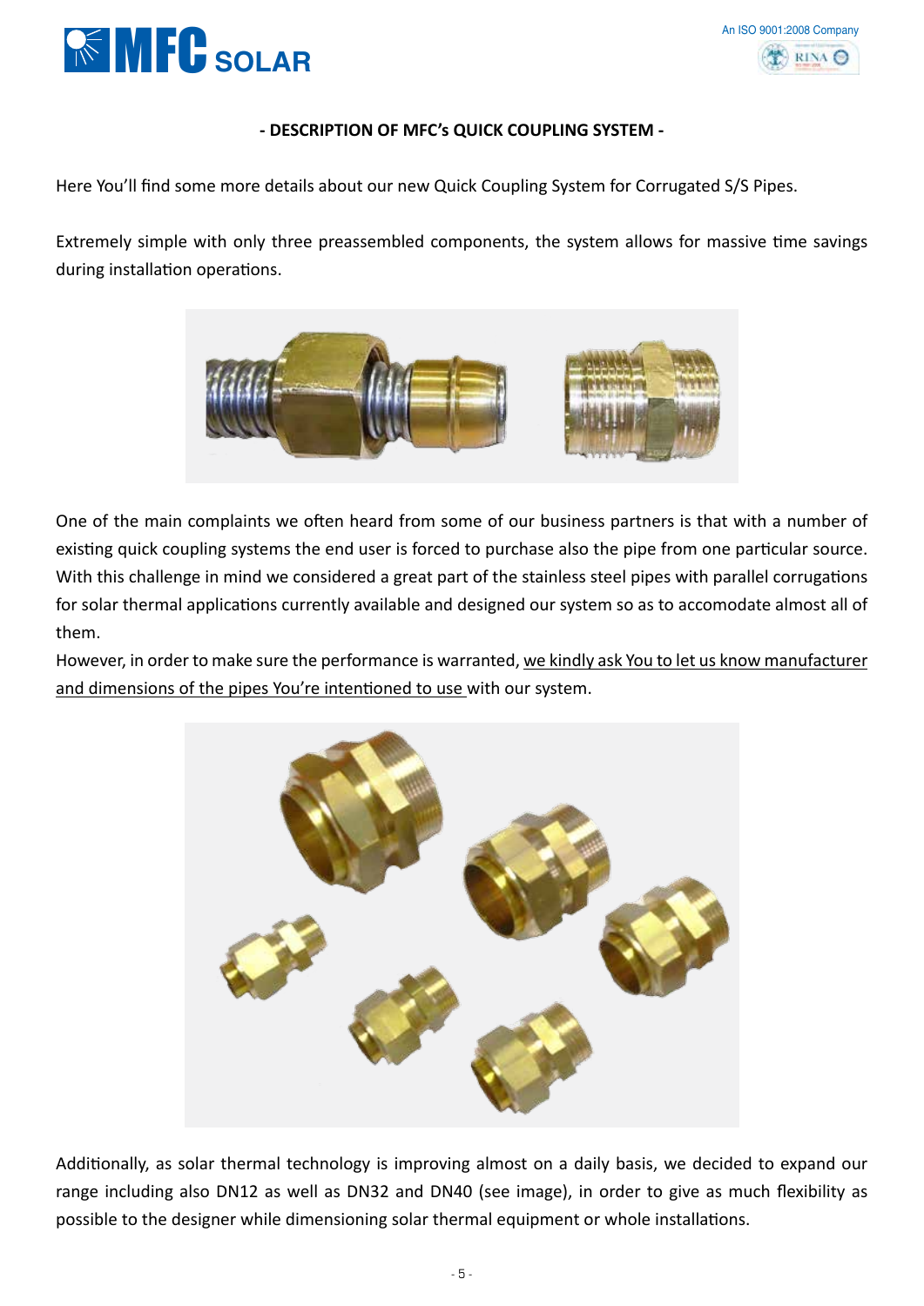## - DESCRIPTION OF MFC's QUICK COUPLING SYSTEM -

Here You'll find some more details about our new Quick Coupling System for Corrugated S/S Pipes.

Extremely simple with only three preassembled components, the system allows for massive time savings during installation operations.

One of the main complaints we often heard from some of our business partners is that with a number of existing quick coupling systems the end user is forced to purchase also the pipe from one particular source. With this challenge in mind we considered a great part of the stainless steel pipes with parallel corrugations for solar thermal applications currently available and designed our system so as to accomodate almost all of them.

However, in order to make sure the performance is warranted, <u>we kindly ask You to let us know manufacturer and dimensions of the pipes You're intentioned to use</u> with our system.

Additionally, as solar thermal technology is improving almost on a daily basis, we decided to expand our range including also DN12 as well as DN32 and DN40 (see image), in order to give as much flexibility as possible to the designer while dimensioning solar thermal equipment or whole installations.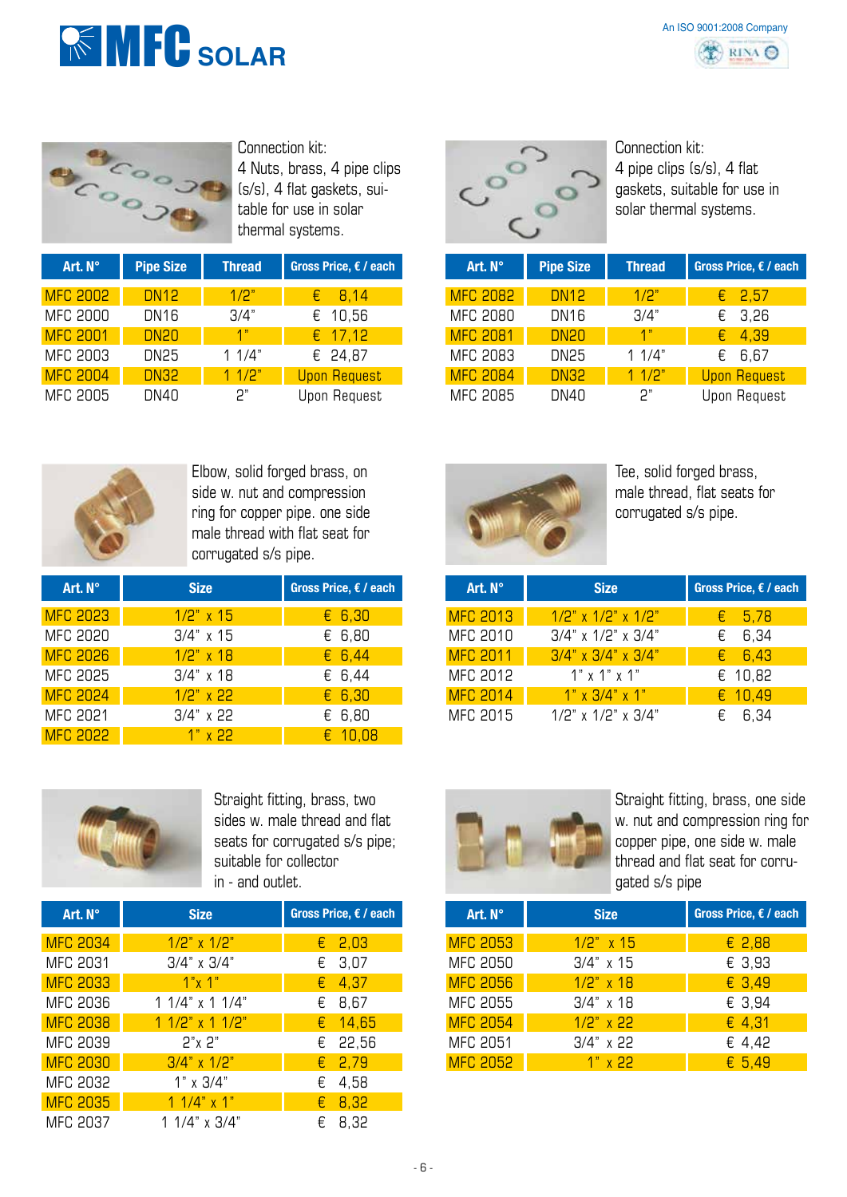# MFC SOLAR

An ISO 9001:2008 Company

Connection kit:
4 Nuts, brass, 4 pipe clips (s/s), 4 flat gaskets, suitable for use in solar thermal systems.

| Art. N° | Pipe Size | Thread | Gross Price, € / each |
|---|---|---|---|
| MFC 2002 | DN12 | 1/2" | € 8,14 |
| MFC 2000 | DN16 | 3/4" | € 10,56 |
| MFC 2001 | DN20 | 1" | € 17,12 |
| MFC 2003 | DN25 | 1 1/4" | € 24,87 |
| MFC 2004 | DN32 | 1 1/2" | Upon Request |
| MFC 2005 | DN40 | 2" | Upon Request |

Connection kit:
4 pipe clips (s/s), 4 flat gaskets, suitable for use in solar thermal systems.

| Art. N° | Pipe Size | Thread | Gross Price, € / each |
|---|---|---|---|
| MFC 2082 | DN12 | 1/2" | € 2,57 |
| MFC 2080 | DN16 | 3/4" | € 3,26 |
| MFC 2081 | DN20 | 1" | € 4,39 |
| MFC 2083 | DN25 | 1 1/4" | € 6,67 |
| MFC 2084 | DN32 | 1 1/2" | Upon Request |
| MFC 2085 | DN40 | 2" | Upon Request |

Elbow, solid forged brass, on side w. nut and compression ring for copper pipe. one side male thread with flat seat for corrugated s/s pipe.

| Art. N° | Size | Gross Price, € / each |
|---|---|---|
| MFC 2023 | 1/2" x 15 | € 6,30 |
| MFC 2020 | 3/4" x 15 | € 6,80 |
| MFC 2026 | 1/2" x 18 | € 6,44 |
| MFC 2025 | 3/4" x 18 | € 6,44 |
| MFC 2024 | 1/2" x 22 | € 6,30 |
| MFC 2021 | 3/4" x 22 | € 6,80 |
| MFC 2022 | 1" x 22 | € 10,08 |

Tee, solid forged brass, male thread, flat seats for corrugated s/s pipe.

| Art. N° | Size | Gross Price, € / each |
|---|---|---|
| MFC 2013 | 1/2" x 1/2" x 1/2" | € 5,78 |
| MFC 2010 | 3/4" x 1/2" x 3/4" | € 6,34 |
| MFC 2011 | 3/4" x 3/4" x 3/4" | € 6,43 |
| MFC 2012 | 1" x 1" x 1" | € 10,82 |
| MFC 2014 | 1" x 3/4" x 1" | € 10,49 |
| MFC 2015 | 1/2" x 1/2" x 3/4" | € 6,34 |

Straight fitting, brass, two sides w. male thread and flat seats for corrugated s/s pipe; suitable for collector in - and outlet.

| Art. N° | Size | Gross Price, € / each |
|---|---|---|
| MFC 2034 | 1/2" x 1/2" | € 2,03 |
| MFC 2031 | 3/4" x 3/4" | € 3,07 |
| MFC 2033 | 1"x 1" | € 4,37 |
| MFC 2036 | 1 1/4" x 1 1/4" | € 8,67 |
| MFC 2038 | 1 1/2" x 1 1/2" | € 14,65 |
| MFC 2039 | 2"x 2" | € 22,56 |
| MFC 2030 | 3/4" x 1/2" | € 2,79 |
| MFC 2032 | 1" x 3/4" | € 4,58 |
| MFC 2035 | 1 1/4" x 1" | € 8,32 |
| MFC 2037 | 1 1/4" x 3/4" | € 8,32 |

Straight fitting, brass, one side w. nut and compression ring for copper pipe, one side w. male thread and flat seat for corrugated s/s pipe

| Art. N° | Size | Gross Price, € / each |
|---|---|---|
| MFC 2053 | 1/2" x 15 | € 2,88 |
| MFC 2050 | 3/4" x 15 | € 3,93 |
| MFC 2056 | 1/2" x 18 | € 3,49 |
| MFC 2055 | 3/4" x 18 | € 3,94 |
| MFC 2054 | 1/2" x 22 | € 4,31 |
| MFC 2051 | 3/4" x 22 | € 4,42 |
| MFC 2052 | 1" x 22 | € 5,49 |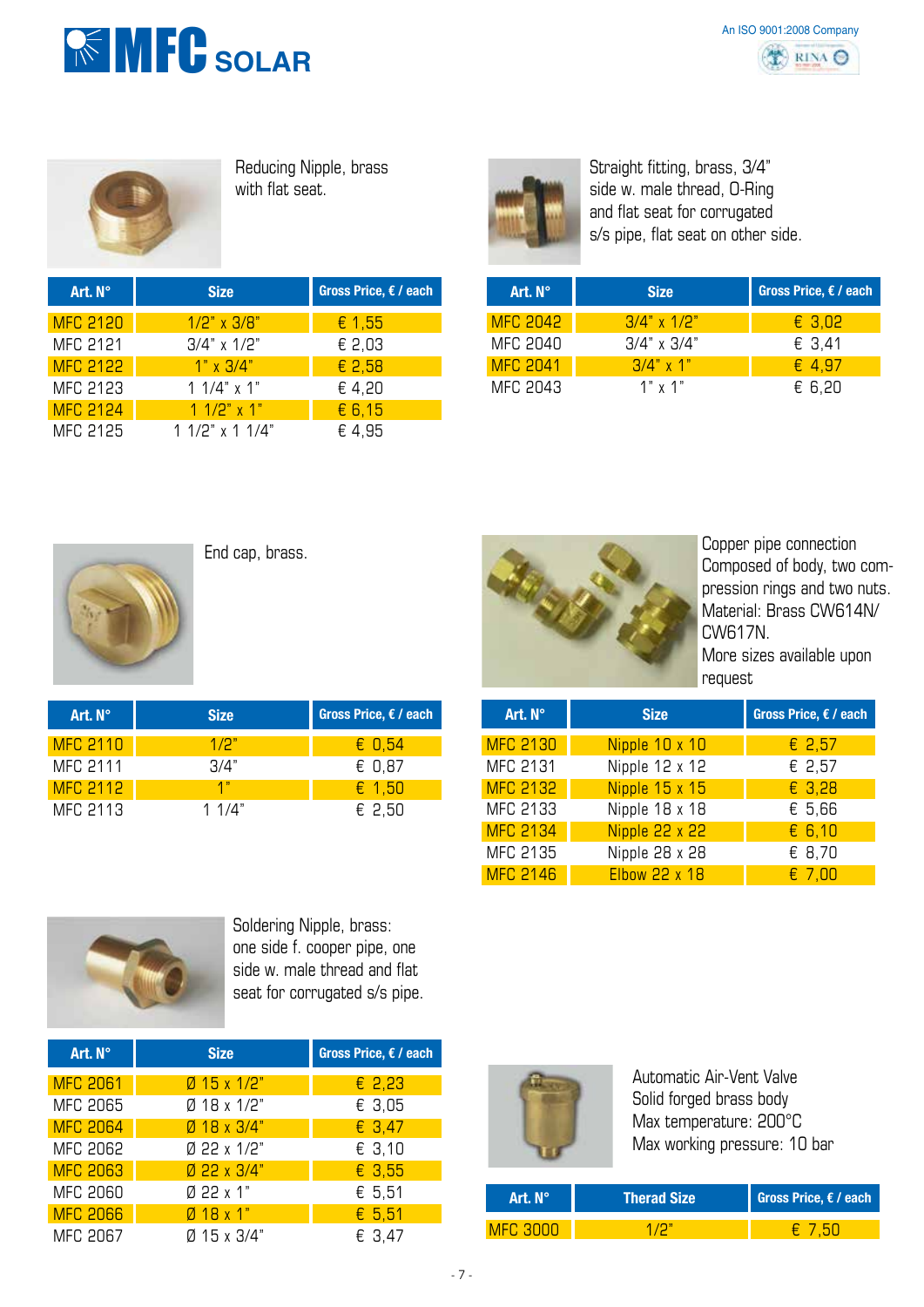Reducing Nipple, brass with flat seat.

| Art. N° | Size | Gross Price, € / each |
|---|---|---|
| MFC 2120 | 1/2" x 3/8" | € 1,55 |
| MFC 2121 | 3/4" x 1/2" | € 2,03 |
| MFC 2122 | 1" x 3/4" | € 2,58 |
| MFC 2123 | 1 1/4" x 1" | € 4,20 |
| MFC 2124 | 1 1/2" x 1" | € 6,15 |
| MFC 2125 | 1 1/2" x 1 1/4" | € 4,95 |

Straight fitting, brass, 3/4" side w. male thread, O-Ring and flat seat for corrugated s/s pipe, flat seat on other side.

| Art. N° | Size | Gross Price, € / each |
|---|---|---|
| MFC 2042 | 3/4" x 1/2" | € 3,02 |
| MFC 2040 | 3/4" x 3/4" | € 3,41 |
| MFC 2041 | 3/4" x 1" | € 4,97 |
| MFC 2043 | 1" x 1" | € 6,20 |

End cap, brass.

| Art. N° | Size | Gross Price, € / each |
|---|---|---|
| MFC 2110 | 1/2" | € 0,54 |
| MFC 2111 | 3/4" | € 0,87 |
| MFC 2112 | 1" | € 1,50 |
| MFC 2113 | 1 1/4" | € 2,50 |

Copper pipe connection
Composed of body, two compression rings and two nuts.
Material: Brass CW614N/ CW617N.
More sizes available upon request

| Art. N° | Size | Gross Price, € / each |
|---|---|---|
| MFC 2130 | Nipple 10 x 10 | € 2,57 |
| MFC 2131 | Nipple 12 x 12 | € 2,57 |
| MFC 2132 | Nipple 15 x 15 | € 3,28 |
| MFC 2133 | Nipple 18 x 18 | € 5,66 |
| MFC 2134 | Nipple 22 x 22 | € 6,10 |
| MFC 2135 | Nipple 28 x 28 | € 8,70 |
| MFC 2146 | Elbow 22 x 18 | € 7,00 |

Soldering Nipple, brass: one side f. cooper pipe, one side w. male thread and flat seat for corrugated s/s pipe.

| Art. N° | Size | Gross Price, € / each |
|---|---|---|
| MFC 2061 | Ø 15 x 1/2" | € 2,23 |
| MFC 2065 | Ø 18 x 1/2" | € 3,05 |
| MFC 2064 | Ø 18 x 3/4" | € 3,47 |
| MFC 2062 | Ø 22 x 1/2" | € 3,10 |
| MFC 2063 | Ø 22 x 3/4" | € 3,55 |
| MFC 2060 | Ø 22 x 1" | € 5,51 |
| MFC 2066 | Ø 18 x 1" | € 5,51 |
| MFC 2067 | Ø 15 x 3/4" | € 3,47 |

Automatic Air-Vent Valve
Solid forged brass body
Max temperature: 200°C
Max working pressure: 10 bar

| Art. N° | Therad Size | Gross Price, € / each |
|---|---|---|
| MFC 3000 | 1/2" | € 7,50 |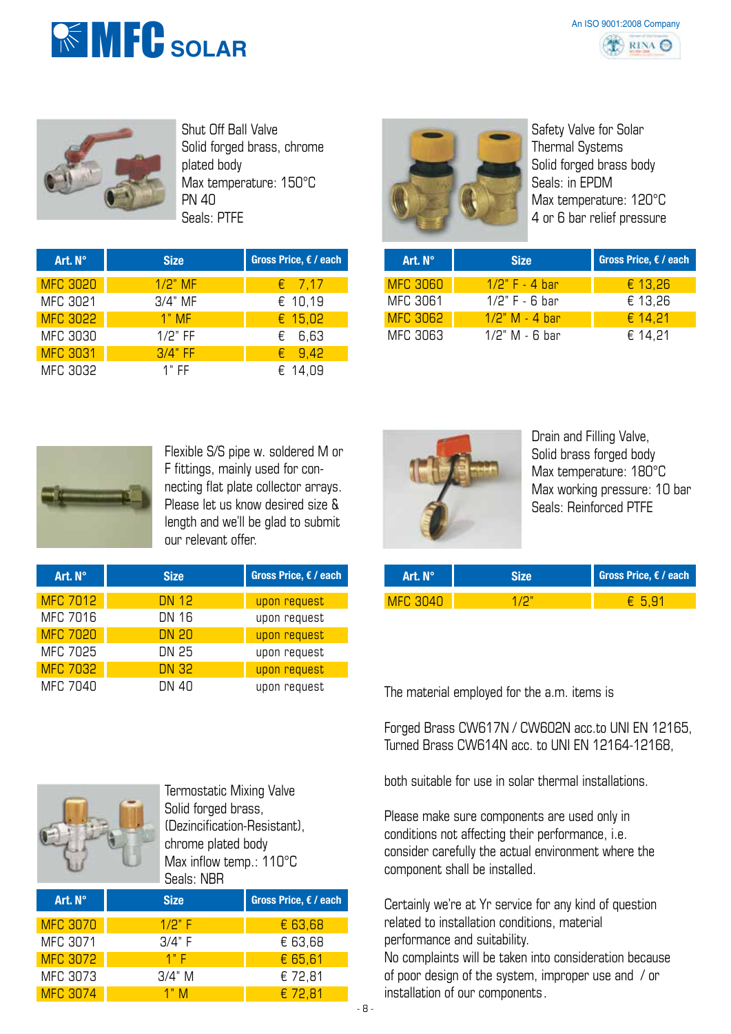Shut Off Ball Valve
Solid forged brass, chrome plated body
Max temperature: 150°C
PN 40
Seals: PTFE

| Art. N° | Size | Gross Price, € / each |
|---|---|---|
| MFC 3020 | 1/2" MF | € 7,17 |
| MFC 3021 | 3/4" MF | € 10,19 |
| MFC 3022 | 1" MF | € 15,02 |
| MFC 3030 | 1/2" FF | € 6,63 |
| MFC 3031 | 3/4" FF | € 9,42 |
| MFC 3032 | 1" FF | € 14,09 |

Safety Valve for Solar Thermal Systems
Solid forged brass body
Seals: in EPDM
Max temperature: 120°C
4 or 6 bar relief pressure

| Art. N° | Size | Gross Price, € / each |
|---|---|---|
| MFC 3060 | 1/2" F - 4 bar | € 13,26 |
| MFC 3061 | 1/2" F - 6 bar | € 13,26 |
| MFC 3062 | 1/2" M - 4 bar | € 14,21 |
| MFC 3063 | 1/2" M - 6 bar | € 14,21 |

Flexible S/S pipe w. soldered M or F fittings, mainly used for connecting flat plate collector arrays. Please let us know desired size & length and we'll be glad to submit our relevant offer.

| Art. N° | Size | Gross Price, € / each |
|---|---|---|
| MFC 7012 | DN 12 | upon request |
| MFC 7016 | DN 16 | upon request |
| MFC 7020 | DN 20 | upon request |
| MFC 7025 | DN 25 | upon request |
| MFC 7032 | DN 32 | upon request |
| MFC 7040 | DN 40 | upon request |

Drain and Filling Valve,
Solid brass forged body
Max temperature: 180°C
Max working pressure: 10 bar
Seals: Reinforced PTFE

| Art. N° | Size | Gross Price, € / each |
|---|---|---|
| MFC 3040 | 1/2" | € 5,91 |

Termostatic Mixing Valve
Solid forged brass, (Dezincification-Resistant), chrome plated body
Max inflow temp.: 110°C
Seals: NBR

| Art. N° | Size | Gross Price, € / each |
|---|---|---|
| MFC 3070 | 1/2" F | € 63,68 |
| MFC 3071 | 3/4" F | € 63,68 |
| MFC 3072 | 1" F | € 65,61 |
| MFC 3073 | 3/4" M | € 72,81 |
| MFC 3074 | 1" M | € 72,81 |

The material employed for the a.m. items is

Forged Brass CW617N / CW602N acc.to UNI EN 12165,
Turned Brass CW614N acc. to UNI EN 12164-12168,

both suitable for use in solar thermal installations.

Please make sure components are used only in conditions not affecting their performance, i.e. consider carefully the actual environment where the component shall be installed.

Certainly we're at Yr service for any kind of question related to installation conditions, material performance and suitability.
No complaints will be taken into consideration because of poor design of the system, improper use and / or installation of our components.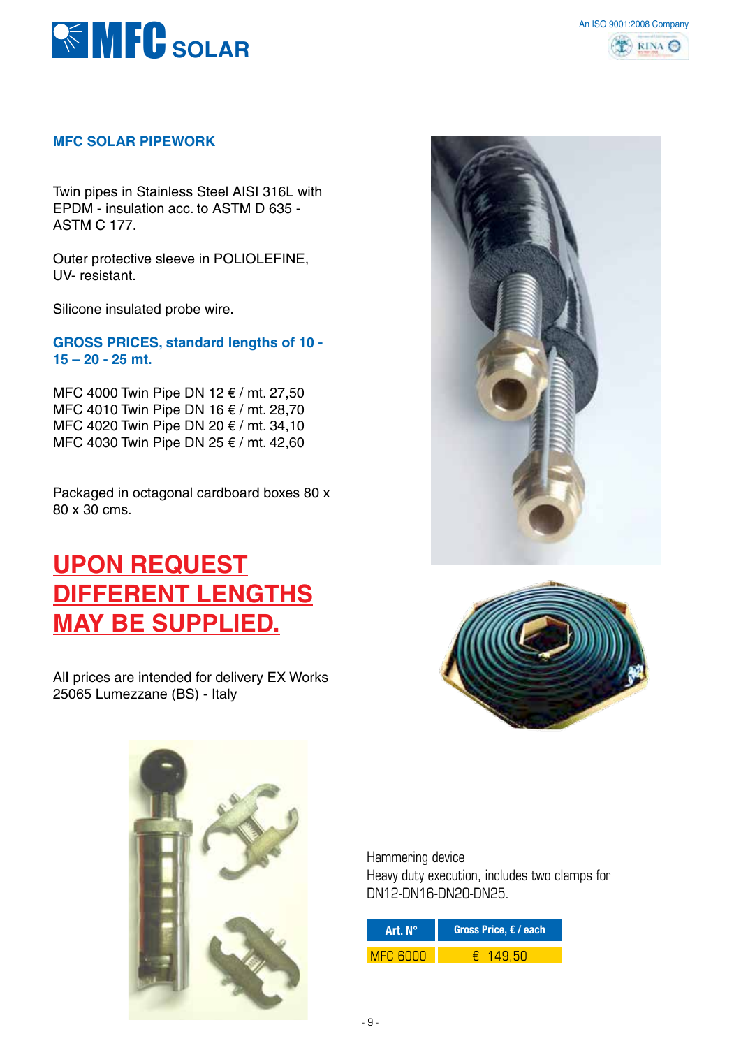## MFC SOLAR PIPEWORK

Twin pipes in Stainless Steel AISI 316L with EPDM - insulation acc. to ASTM D 635 - ASTM C 177.

Outer protective sleeve in POLIOLEFINE, UV- resistant.

Silicone insulated probe wire.

**GROSS PRICES, standard lengths of 10 - 15 – 20 - 25 mt.**

MFC 4000 Twin Pipe DN 12 € / mt. 27,50
MFC 4010 Twin Pipe DN 16 € / mt. 28,70
MFC 4020 Twin Pipe DN 20 € / mt. 34,10
MFC 4030 Twin Pipe DN 25 € / mt. 42,60

Packaged in octagonal cardboard boxes 80 x 80 x 30 cms.

## UPON REQUEST DIFFERENT LENGTHS MAY BE SUPPLIED.

All prices are intended for delivery EX Works 25065 Lumezzane (BS) - Italy

Hammering device
Heavy duty execution, includes two clamps for DN12-DN16-DN20-DN25.

| Art. N° | Gross Price, € / each |
| --- | --- |
| MFC 6000 | € 149,50 |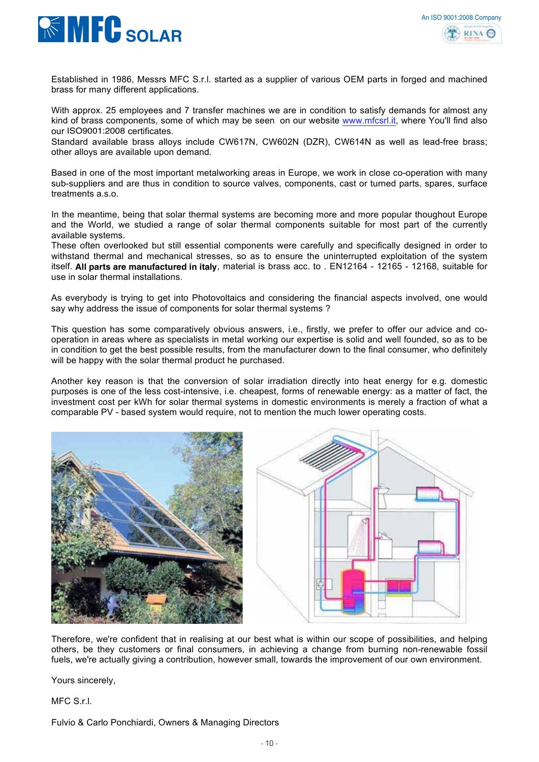Established in 1986, Messrs MFC S.r.l. started as a supplier of various OEM parts in forged and machined brass for many different applications.

With approx. 25 employees and 7 transfer machines we are in condition to satisfy demands for almost any kind of brass components, some of which may be seen on our website www.mfcsrl.it, where You'll find also our ISO9001:2008 certificates.
Standard available brass alloys include CW617N, CW602N (DZR), CW614N as well as lead-free brass; other alloys are available upon demand.

Based in one of the most important metalworking areas in Europe, we work in close co-operation with many sub-suppliers and are thus in condition to source valves, components, cast or turned parts, spares, surface treatments a.s.o.

In the meantime, being that solar thermal systems are becoming more and more popular thoughout Europe and the World, we studied a range of solar thermal components suitable for most part of the currently available systems.
These often overlooked but still essential components were carefully and specifically designed in order to withstand thermal and mechanical stresses, so as to ensure the uninterrupted exploitation of the system itself. **All parts are manufactured in italy**, material is brass acc. to . EN12164 - 12165 - 12168, suitable for use in solar thermal installations.

As everybody is trying to get into Photovoltaics and considering the financial aspects involved, one would say why address the issue of components for solar thermal systems ?

This question has some comparatively obvious answers, i.e., firstly, we prefer to offer our advice and co-operation in areas where as specialists in metal working our expertise is solid and well founded, so as to be in condition to get the best possible results, from the manufacturer down to the final consumer, who definitely will be happy with the solar thermal product he purchased.

Another key reason is that the conversion of solar irradiation directly into heat energy for e.g. domestic purposes is one of the less cost-intensive, i.e. cheapest, forms of renewable energy: as a matter of fact, the investment cost per kWh for solar thermal systems in domestic environments is merely a fraction of what a comparable PV - based system would require, not to mention the much lower operating costs.

Therefore, we're confident that in realising at our best what is within our scope of possibilities, and helping others, be they customers or final consumers, in achieving a change from burning non-renewable fossil fuels, we're actually giving a contribution, however small, towards the improvement of our own environment.

Yours sincerely,

MFC S.r.l.

Fulvio & Carlo Ponchiardi, Owners & Managing Directors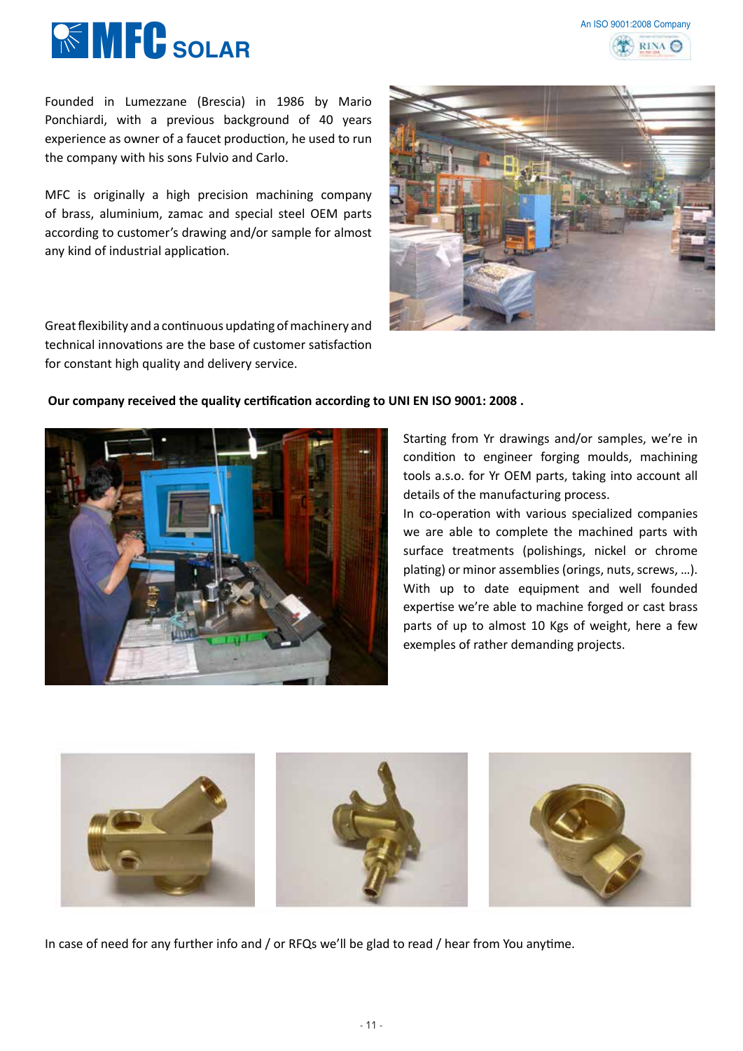# MFC SOLAR

An ISO 9001:2008 Company

Founded in Lumezzane (Brescia) in 1986 by Mario Ponchiardi, with a previous background of 40 years experience as owner of a faucet production, he used to run the company with his sons Fulvio and Carlo.

MFC is originally a high precision machining company of brass, aluminium, zamac and special steel OEM parts according to customer's drawing and/or sample for almost any kind of industrial application.

Great flexibility and a continuous updating of machinery and technical innovations are the base of customer satisfaction for constant high quality and delivery service.

**Our company received the quality certification according to UNI EN ISO 9001: 2008 .**

Starting from Yr drawings and/or samples, we're in condition to engineer forging moulds, machining tools a.s.o. for Yr OEM parts, taking into account all details of the manufacturing process.
In co-operation with various specialized companies we are able to complete the machined parts with surface treatments (polishings, nickel or chrome plating) or minor assemblies (orings, nuts, screws, ...). With up to date equipment and well founded expertise we're able to machine forged or cast brass parts of up to almost 10 Kgs of weight, here a few exemples of rather demanding projects.

In case of need for any further info and / or RFQs we'll be glad to read / hear from You anytime.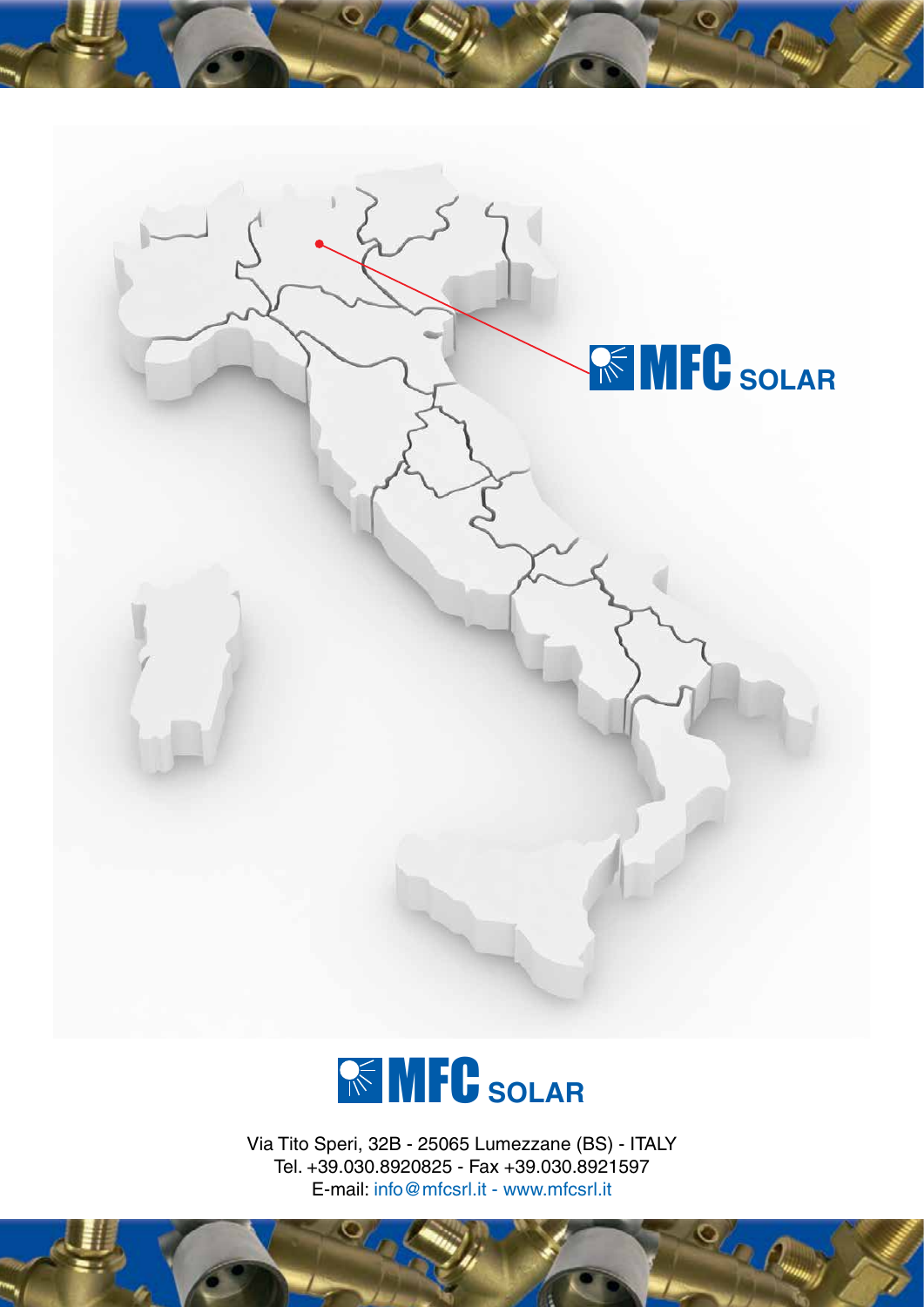MFC SOLAR

**MFC SOLAR**

Via Tito Speri, 32B - 25065 Lumezzane (BS) - ITALY
Tel. +39.030.8920825 - Fax +39.030.8921597
E-mail: info@mfcsrl.it - www.mfcsrl.it